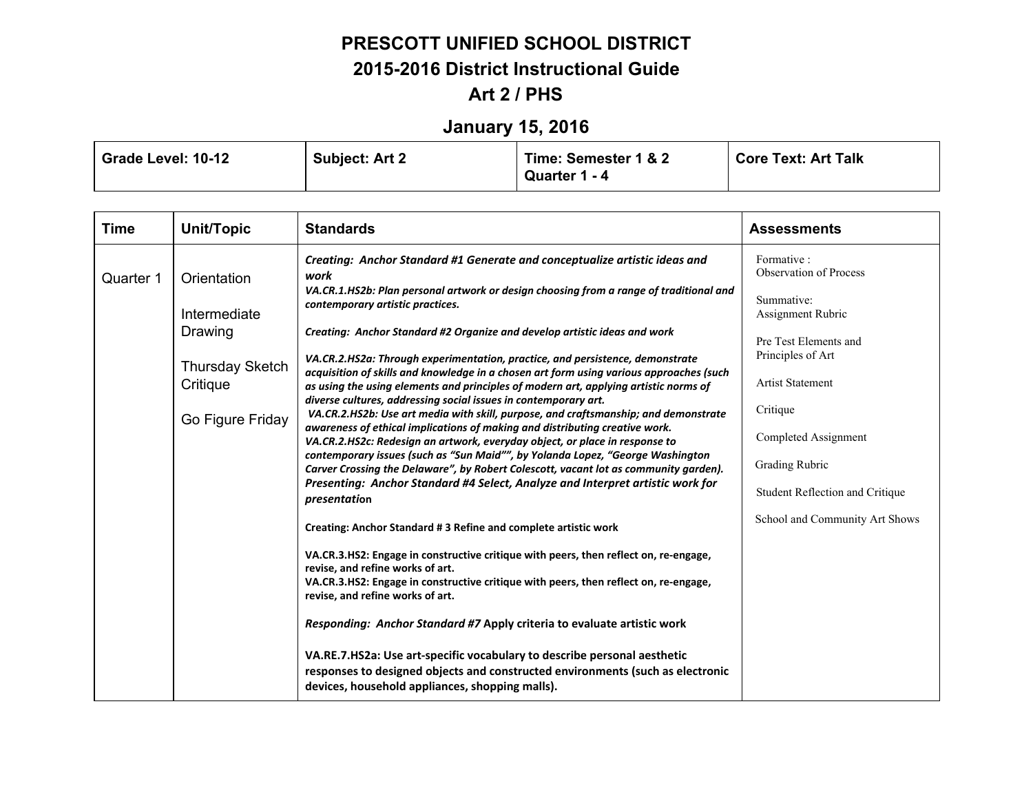# PRESCOTT UNIFIED SCHOOL DISTRICT

## 2015-2016 District Instructional Guide

## Art 2 / PHS

## January 15, 2016

| Grade Level: 10-12 | Subject: Art 2 | Time: Semester 1 & 2 Quarter 1 - 4 | Core Text: Art Talk |
|---|---|---|---|

| Time | Unit/Topic | Standards | Assessments |
|---|---|---|---|
| Quarter 1 | Orientation<br><br>Intermediate Drawing<br><br>Thursday Sketch Critique<br><br>Go Figure Friday | ***Creating: Anchor Standard #1 Generate and conceptualize artistic ideas and work***<br>***VA.CR.1.HS2b: Plan personal artwork or design choosing from a range of traditional and contemporary artistic practices.***<br><br>***Creating: Anchor Standard #2 Organize and develop artistic ideas and work***<br><br>***VA.CR.2.HS2a: Through experimentation, practice, and persistence, demonstrate acquisition of skills and knowledge in a chosen art form using various approaches (such as using the using elements and principles of modern art, applying artistic norms of diverse cultures, addressing social issues in contemporary art.***<br>***VA.CR.2.HS2b: Use art media with skill, purpose, and craftsmanship; and demonstrate awareness of ethical implications of making and distributing creative work.***<br>***VA.CR.2.HS2c: Redesign an artwork, everyday object, or place in response to contemporary issues (such as "Sun Maid"", by Yolanda Lopez, "George Washington Carver Crossing the Delaware", by Robert Colescott, vacant lot as community garden).***<br>***Presenting: Anchor Standard #4 Select, Analyze and Interpret artistic work for presentation***<br><br>**Creating: Anchor Standard # 3 Refine and complete artistic work**<br><br>**VA.CR.3.HS2: Engage in constructive critique with peers, then reflect on, re-engage, revise, and refine works of art.**<br>**VA.CR.3.HS2: Engage in constructive critique with peers, then reflect on, re-engage, revise, and refine works of art.**<br><br>***Responding: Anchor Standard #7*** **Apply criteria to evaluate artistic work**<br><br>**VA.RE.7.HS2a: Use art-specific vocabulary to describe personal aesthetic responses to designed objects and constructed environments (such as electronic devices, household appliances, shopping malls).** | Formative :<br>Observation of Process<br><br>Summative:<br>Assignment Rubric<br><br>Pre Test Elements and Principles of Art<br><br>Artist Statement<br><br>Critique<br><br>Completed Assignment<br><br>Grading Rubric<br><br>Student Reflection and Critique<br><br>School and Community Art Shows |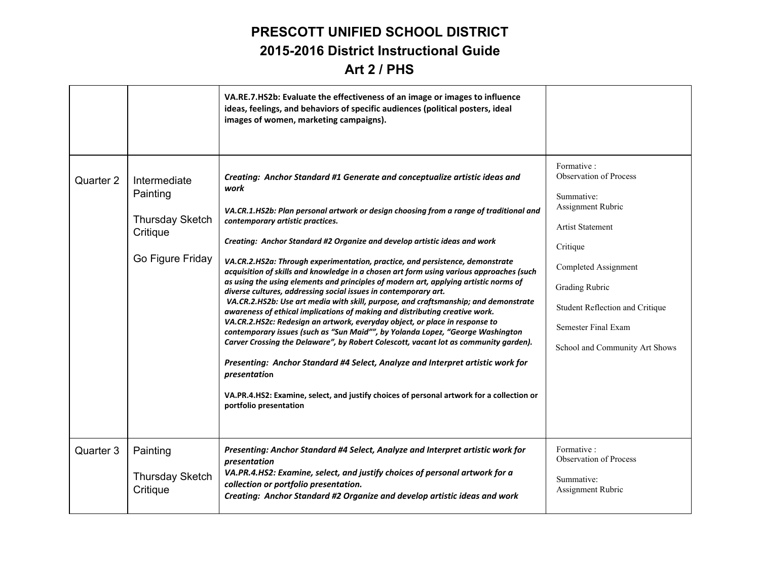# PRESCOTT UNIFIED SCHOOL DISTRICT

## 2015-2016 District Instructional Guide

## Art 2 / PHS

| | | | |
|---|---|---|---|
| | | **VA.RE.7.HS2b: Evaluate the effectiveness of an image or images to influence ideas, feelings, and behaviors of specific audiences (political posters, ideal images of women, marketing campaigns).** | |
| Quarter 2 | Intermediate Painting<br><br>Thursday Sketch Critique<br><br>Go Figure Friday | ***Creating: Anchor Standard #1 Generate and conceptualize artistic ideas and work***<br><br>***VA.CR.1.HS2b: Plan personal artwork or design choosing from a range of traditional and contemporary artistic practices.***<br><br>***Creating: Anchor Standard #2 Organize and develop artistic ideas and work***<br><br>***VA.CR.2.HS2a: Through experimentation, practice, and persistence, demonstrate acquisition of skills and knowledge in a chosen art form using various approaches (such as using the using elements and principles of modern art, applying artistic norms of diverse cultures, addressing social issues in contemporary art.***<br>***VA.CR.2.HS2b: Use art media with skill, purpose, and craftsmanship; and demonstrate awareness of ethical implications of making and distributing creative work.***<br>***VA.CR.2.HS2c: Redesign an artwork, everyday object, or place in response to contemporary issues (such as "Sun Maid"", by Yolanda Lopez, "George Washington Carver Crossing the Delaware", by Robert Colescott, vacant lot as community garden).***<br><br>***Presenting: Anchor Standard #4 Select, Analyze and Interpret artistic work for presentation***<br><br>**VA.PR.4.HS2: Examine, select, and justify choices of personal artwork for a collection or portfolio presentation** | Formative :<br>Observation of Process<br><br>Summative:<br>Assignment Rubric<br><br>Artist Statement<br><br>Critique<br><br>Completed Assignment<br><br>Grading Rubric<br><br>Student Reflection and Critique<br><br>Semester Final Exam<br><br>School and Community Art Shows |
| Quarter 3 | Painting<br><br>Thursday Sketch Critique | ***Presenting: Anchor Standard #4 Select, Analyze and Interpret artistic work for presentation***<br>***VA.PR.4.HS2: Examine, select, and justify choices of personal artwork for a collection or portfolio presentation.***<br>***Creating: Anchor Standard #2 Organize and develop artistic ideas and work*** | Formative :<br>Observation of Process<br><br>Summative:<br>Assignment Rubric |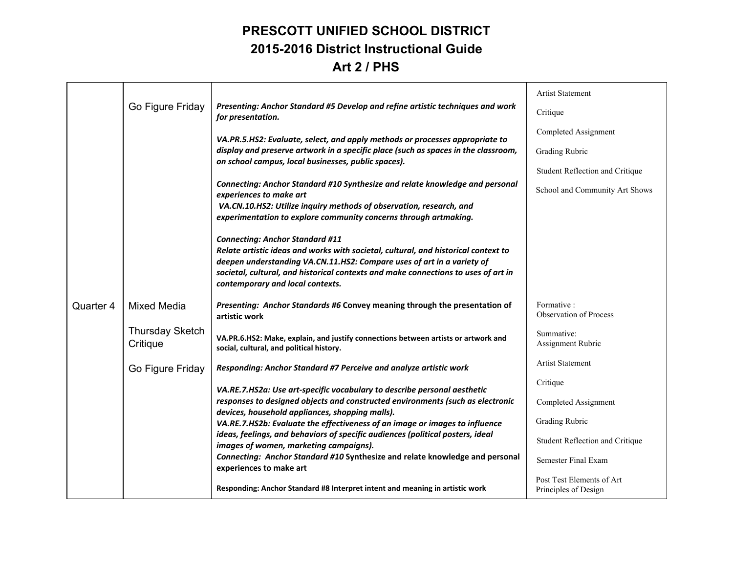# PRESCOTT UNIFIED SCHOOL DISTRICT

## 2015-2016 District Instructional Guide

## Art 2 / PHS

| | | | |
|---|---|---|---|
| | Go Figure Friday | ***Presenting: Anchor Standard #5 Develop and refine artistic techniques and work for presentation.***<br><br>***VA.PR.5.HS2: Evaluate, select, and apply methods or processes appropriate to display and preserve artwork in a specific place (such as spaces in the classroom, on school campus, local businesses, public spaces).***<br><br>***Connecting: Anchor Standard #10 Synthesize and relate knowledge and personal experiences to make art***<br>***VA.CN.10.HS2: Utilize inquiry methods of observation, research, and experimentation to explore community concerns through artmaking.***<br><br>***Connecting: Anchor Standard #11***<br>***Relate artistic ideas and works with societal, cultural, and historical context to deepen understanding VA.CN.11.HS2: Compare uses of art in a variety of societal, cultural, and historical contexts and make connections to uses of art in contemporary and local contexts.*** | Artist Statement<br><br>Critique<br><br>Completed Assignment<br><br>Grading Rubric<br><br>Student Reflection and Critique<br><br>School and Community Art Shows |
| Quarter 4 | Mixed Media<br><br>Thursday Sketch Critique<br><br>Go Figure Friday | ***Presenting: Anchor Standards #6* Convey meaning through the presentation of artistic work**<br><br>**VA.PR.6.HS2: Make, explain, and justify connections between artists or artwork and social, cultural, and political history.**<br><br>***Responding: Anchor Standard #7 Perceive and analyze artistic work***<br><br>***VA.RE.7.HS2a: Use art-specific vocabulary to describe personal aesthetic responses to designed objects and constructed environments (such as electronic devices, household appliances, shopping malls).***<br>***VA.RE.7.HS2b: Evaluate the effectiveness of an image or images to influence ideas, feelings, and behaviors of specific audiences (political posters, ideal images of women, marketing campaigns).***<br>***Connecting: Anchor Standard #10* Synthesize and relate knowledge and personal experiences to make art**<br><br>**Responding: Anchor Standard #8 Interpret intent and meaning in artistic work** | Formative :<br>Observation of Process<br><br>Summative:<br>Assignment Rubric<br><br>Artist Statement<br><br>Critique<br><br>Completed Assignment<br><br>Grading Rubric<br><br>Student Reflection and Critique<br><br>Semester Final Exam<br><br>Post Test Elements of Art<br>Principles of Design |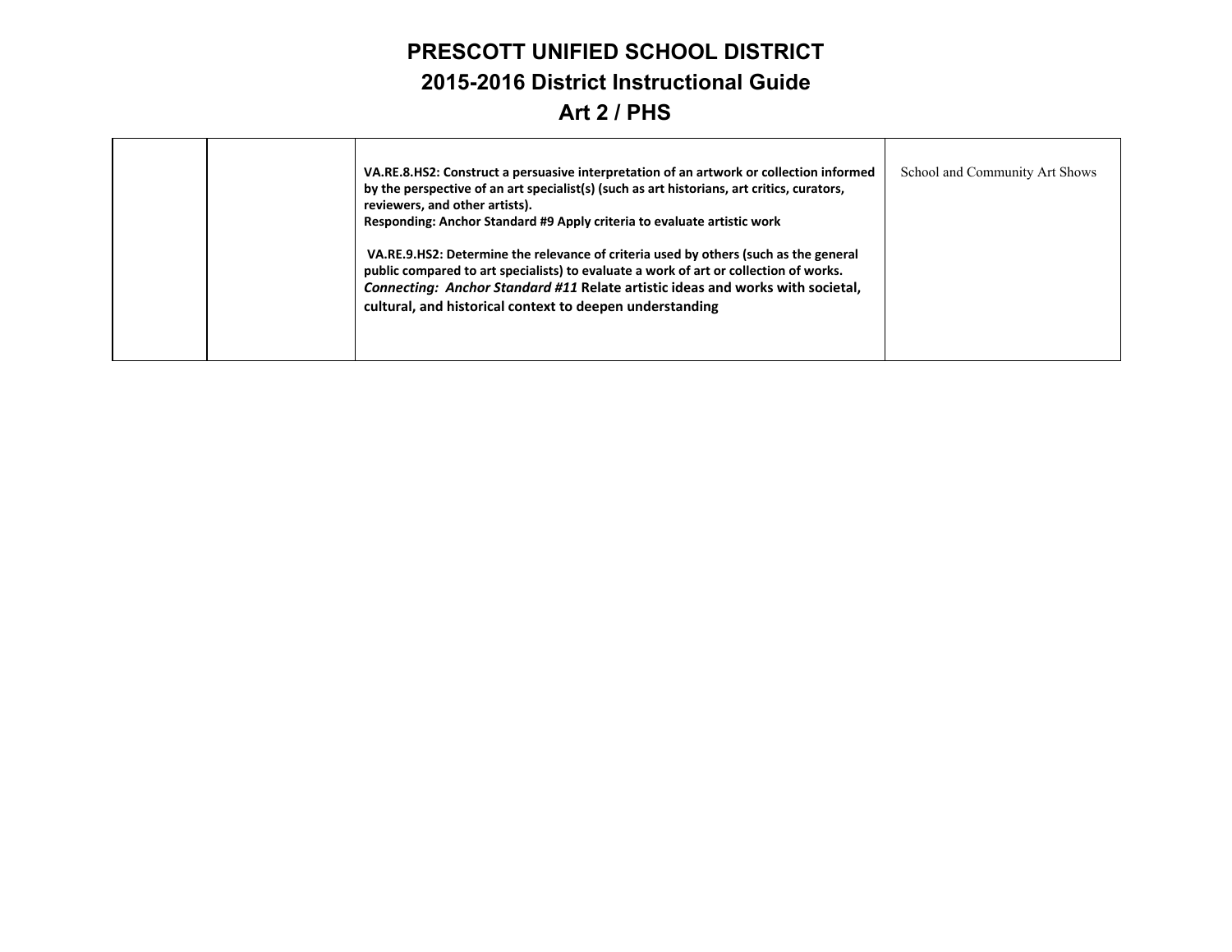# PRESCOTT UNIFIED SCHOOL DISTRICT

## 2015-2016 District Instructional Guide

## Art 2 / PHS

| | | | |
|---|---|---|---|
| | | **VA.RE.8.HS2: Construct a persuasive interpretation of an artwork or collection informed by the perspective of an art specialist(s) (such as art historians, art critics, curators, reviewers, and other artists).**<br>**Responding: Anchor Standard #9 Apply criteria to evaluate artistic work**<br><br>**VA.RE.9.HS2: Determine the relevance of criteria used by others (such as the general public compared to art specialists) to evaluate a work of art or collection of works.**<br>***Connecting: Anchor Standard #11*** **Relate artistic ideas and works with societal, cultural, and historical context to deepen understanding** | School and Community Art Shows |